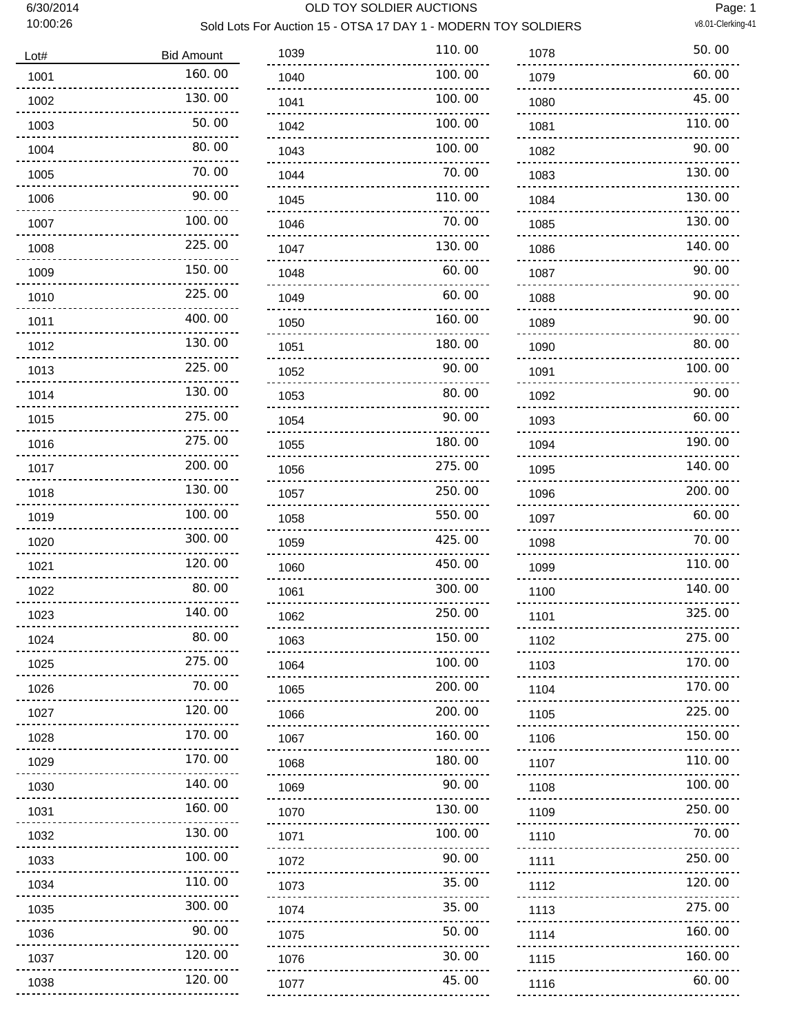# OLD TOY SOLDIER AUCTIONS

## Sold Lots For Auction 15 - OTSA 17 DAY 1 - MODERN TOY SOLDIERS

6/30/2014
10:00:26

v8.01-Clerking-41

| Lot# | Bid Amount |
|---|---|
| 1001 | 160.00 |
| 1002 | 130.00 |
| 1003 | 50.00 |
| 1004 | 80.00 |
| 1005 | 70.00 |
| 1006 | 90.00 |
| 1007 | 100.00 |
| 1008 | 225.00 |
| 1009 | 150.00 |
| 1010 | 225.00 |
| 1011 | 400.00 |
| 1012 | 130.00 |
| 1013 | 225.00 |
| 1014 | 130.00 |
| 1015 | 275.00 |
| 1016 | 275.00 |
| 1017 | 200.00 |
| 1018 | 130.00 |
| 1019 | 100.00 |
| 1020 | 300.00 |
| 1021 | 120.00 |
| 1022 | 80.00 |
| 1023 | 140.00 |
| 1024 | 80.00 |
| 1025 | 275.00 |
| 1026 | 70.00 |
| 1027 | 120.00 |
| 1028 | 170.00 |
| 1029 | 170.00 |
| 1030 | 140.00 |
| 1031 | 160.00 |
| 1032 | 130.00 |
| 1033 | 100.00 |
| 1034 | 110.00 |
| 1035 | 300.00 |
| 1036 | 90.00 |
| 1037 | 120.00 |
| 1038 | 120.00 |
| 1039 | 110.00 |
| 1040 | 100.00 |
| 1041 | 100.00 |
| 1042 | 100.00 |
| 1043 | 100.00 |
| 1044 | 70.00 |
| 1045 | 110.00 |
| 1046 | 70.00 |
| 1047 | 130.00 |
| 1048 | 60.00 |
| 1049 | 60.00 |
| 1050 | 160.00 |
| 1051 | 180.00 |
| 1052 | 90.00 |
| 1053 | 80.00 |
| 1054 | 90.00 |
| 1055 | 180.00 |
| 1056 | 275.00 |
| 1057 | 250.00 |
| 1058 | 550.00 |
| 1059 | 425.00 |
| 1060 | 450.00 |
| 1061 | 300.00 |
| 1062 | 250.00 |
| 1063 | 150.00 |
| 1064 | 100.00 |
| 1065 | 200.00 |
| 1066 | 200.00 |
| 1067 | 160.00 |
| 1068 | 180.00 |
| 1069 | 90.00 |
| 1070 | 130.00 |
| 1071 | 100.00 |
| 1072 | 90.00 |
| 1073 | 35.00 |
| 1074 | 35.00 |
| 1075 | 50.00 |
| 1076 | 30.00 |
| 1077 | 45.00 |
| 1078 | 50.00 |
| 1079 | 60.00 |
| 1080 | 45.00 |
| 1081 | 110.00 |
| 1082 | 90.00 |
| 1083 | 130.00 |
| 1084 | 130.00 |
| 1085 | 130.00 |
| 1086 | 140.00 |
| 1087 | 90.00 |
| 1088 | 90.00 |
| 1089 | 90.00 |
| 1090 | 80.00 |
| 1091 | 100.00 |
| 1092 | 90.00 |
| 1093 | 60.00 |
| 1094 | 190.00 |
| 1095 | 140.00 |
| 1096 | 200.00 |
| 1097 | 60.00 |
| 1098 | 70.00 |
| 1099 | 110.00 |
| 1100 | 140.00 |
| 1101 | 325.00 |
| 1102 | 275.00 |
| 1103 | 170.00 |
| 1104 | 170.00 |
| 1105 | 225.00 |
| 1106 | 150.00 |
| 1107 | 110.00 |
| 1108 | 100.00 |
| 1109 | 250.00 |
| 1110 | 70.00 |
| 1111 | 250.00 |
| 1112 | 120.00 |
| 1113 | 275.00 |
| 1114 | 160.00 |
| 1115 | 160.00 |
| 1116 | 60.00 |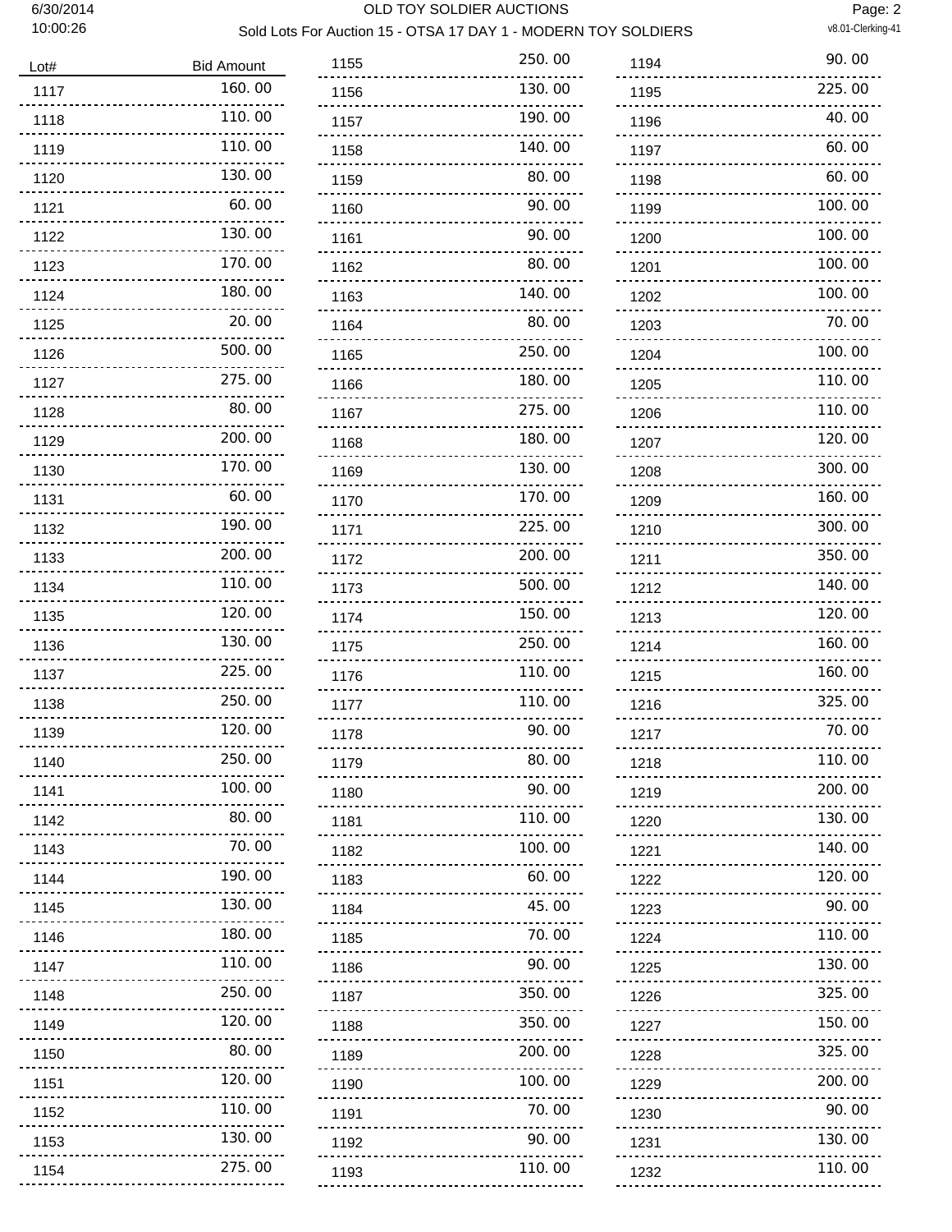# OLD TOY SOLDIER AUCTIONS

## Sold Lots For Auction 15 - OTSA 17 DAY 1 - MODERN TOY SOLDIERS

| Lot# | Bid Amount |
|---|---|
| 1117 | 160.00 |
| 1118 | 110.00 |
| 1119 | 110.00 |
| 1120 | 130.00 |
| 1121 | 60.00 |
| 1122 | 130.00 |
| 1123 | 170.00 |
| 1124 | 180.00 |
| 1125 | 20.00 |
| 1126 | 500.00 |
| 1127 | 275.00 |
| 1128 | 80.00 |
| 1129 | 200.00 |
| 1130 | 170.00 |
| 1131 | 60.00 |
| 1132 | 190.00 |
| 1133 | 200.00 |
| 1134 | 110.00 |
| 1135 | 120.00 |
| 1136 | 130.00 |
| 1137 | 225.00 |
| 1138 | 250.00 |
| 1139 | 120.00 |
| 1140 | 250.00 |
| 1141 | 100.00 |
| 1142 | 80.00 |
| 1143 | 70.00 |
| 1144 | 190.00 |
| 1145 | 130.00 |
| 1146 | 180.00 |
| 1147 | 110.00 |
| 1148 | 250.00 |
| 1149 | 120.00 |
| 1150 | 80.00 |
| 1151 | 120.00 |
| 1152 | 110.00 |
| 1153 | 130.00 |
| 1154 | 275.00 |
| 1155 | 250.00 |
| 1156 | 130.00 |
| 1157 | 190.00 |
| 1158 | 140.00 |
| 1159 | 80.00 |
| 1160 | 90.00 |
| 1161 | 90.00 |
| 1162 | 80.00 |
| 1163 | 140.00 |
| 1164 | 80.00 |
| 1165 | 250.00 |
| 1166 | 180.00 |
| 1167 | 275.00 |
| 1168 | 180.00 |
| 1169 | 130.00 |
| 1170 | 170.00 |
| 1171 | 225.00 |
| 1172 | 200.00 |
| 1173 | 500.00 |
| 1174 | 150.00 |
| 1175 | 250.00 |
| 1176 | 110.00 |
| 1177 | 110.00 |
| 1178 | 90.00 |
| 1179 | 80.00 |
| 1180 | 90.00 |
| 1181 | 110.00 |
| 1182 | 100.00 |
| 1183 | 60.00 |
| 1184 | 45.00 |
| 1185 | 70.00 |
| 1186 | 90.00 |
| 1187 | 350.00 |
| 1188 | 350.00 |
| 1189 | 200.00 |
| 1190 | 100.00 |
| 1191 | 70.00 |
| 1192 | 90.00 |
| 1193 | 110.00 |
| 1194 | 90.00 |
| 1195 | 225.00 |
| 1196 | 40.00 |
| 1197 | 60.00 |
| 1198 | 60.00 |
| 1199 | 100.00 |
| 1200 | 100.00 |
| 1201 | 100.00 |
| 1202 | 100.00 |
| 1203 | 70.00 |
| 1204 | 100.00 |
| 1205 | 110.00 |
| 1206 | 110.00 |
| 1207 | 120.00 |
| 1208 | 300.00 |
| 1209 | 160.00 |
| 1210 | 300.00 |
| 1211 | 350.00 |
| 1212 | 140.00 |
| 1213 | 120.00 |
| 1214 | 160.00 |
| 1215 | 160.00 |
| 1216 | 325.00 |
| 1217 | 70.00 |
| 1218 | 110.00 |
| 1219 | 200.00 |
| 1220 | 130.00 |
| 1221 | 140.00 |
| 1222 | 120.00 |
| 1223 | 90.00 |
| 1224 | 110.00 |
| 1225 | 130.00 |
| 1226 | 325.00 |
| 1227 | 150.00 |
| 1228 | 325.00 |
| 1229 | 200.00 |
| 1230 | 90.00 |
| 1231 | 130.00 |
| 1232 | 110.00 |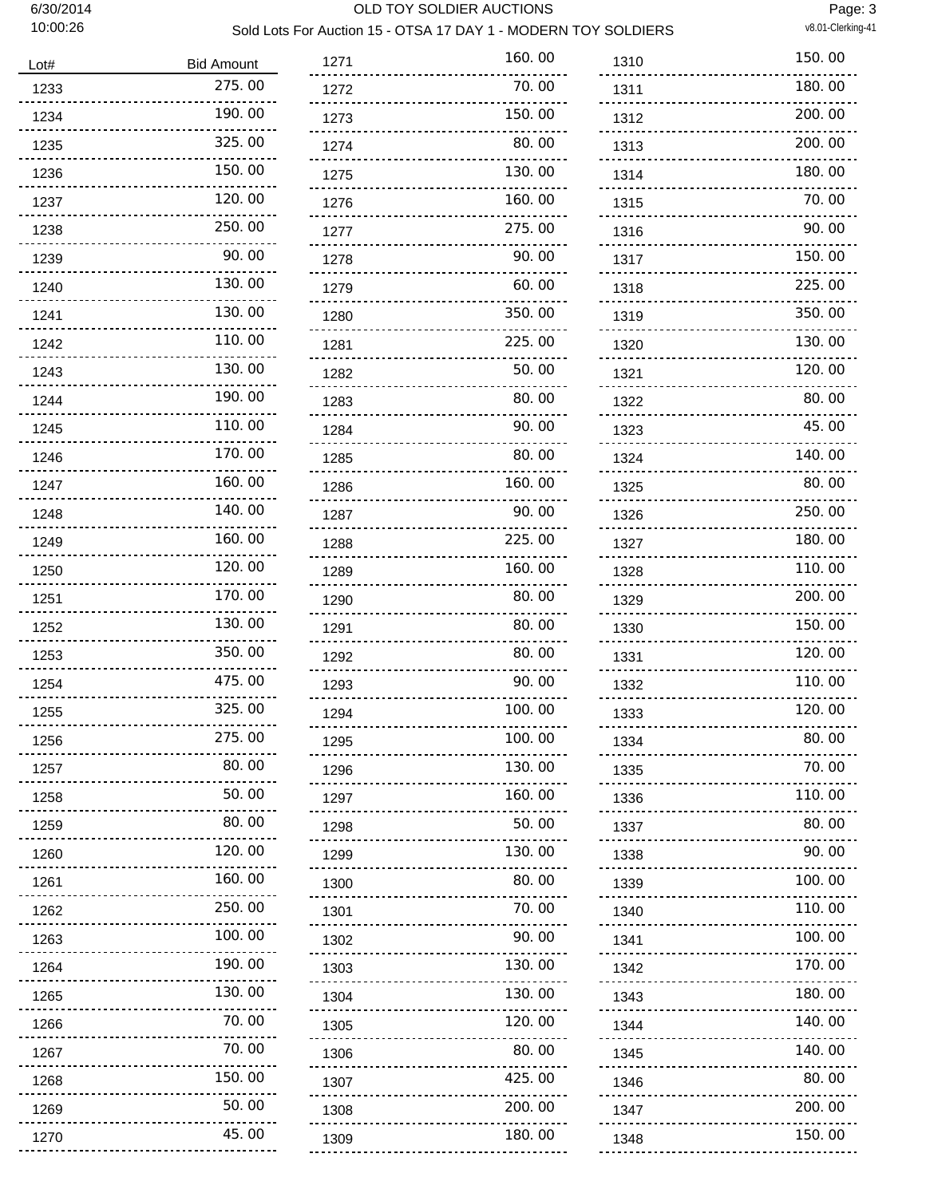# OLD TOY SOLDIER AUCTIONS

## Sold Lots For Auction 15 - OTSA 17 DAY 1 - MODERN TOY SOLDIERS

| Lot# | Bid Amount |
|---|---|
| 1233 | 275.00 |
| 1234 | 190.00 |
| 1235 | 325.00 |
| 1236 | 150.00 |
| 1237 | 120.00 |
| 1238 | 250.00 |
| 1239 | 90.00 |
| 1240 | 130.00 |
| 1241 | 130.00 |
| 1242 | 110.00 |
| 1243 | 130.00 |
| 1244 | 190.00 |
| 1245 | 110.00 |
| 1246 | 170.00 |
| 1247 | 160.00 |
| 1248 | 140.00 |
| 1249 | 160.00 |
| 1250 | 120.00 |
| 1251 | 170.00 |
| 1252 | 130.00 |
| 1253 | 350.00 |
| 1254 | 475.00 |
| 1255 | 325.00 |
| 1256 | 275.00 |
| 1257 | 80.00 |
| 1258 | 50.00 |
| 1259 | 80.00 |
| 1260 | 120.00 |
| 1261 | 160.00 |
| 1262 | 250.00 |
| 1263 | 100.00 |
| 1264 | 190.00 |
| 1265 | 130.00 |
| 1266 | 70.00 |
| 1267 | 70.00 |
| 1268 | 150.00 |
| 1269 | 50.00 |
| 1270 | 45.00 |
| 1271 | 160.00 |
| 1272 | 70.00 |
| 1273 | 150.00 |
| 1274 | 80.00 |
| 1275 | 130.00 |
| 1276 | 160.00 |
| 1277 | 275.00 |
| 1278 | 90.00 |
| 1279 | 60.00 |
| 1280 | 350.00 |
| 1281 | 225.00 |
| 1282 | 50.00 |
| 1283 | 80.00 |
| 1284 | 90.00 |
| 1285 | 80.00 |
| 1286 | 160.00 |
| 1287 | 90.00 |
| 1288 | 225.00 |
| 1289 | 160.00 |
| 1290 | 80.00 |
| 1291 | 80.00 |
| 1292 | 80.00 |
| 1293 | 90.00 |
| 1294 | 100.00 |
| 1295 | 100.00 |
| 1296 | 130.00 |
| 1297 | 160.00 |
| 1298 | 50.00 |
| 1299 | 130.00 |
| 1300 | 80.00 |
| 1301 | 70.00 |
| 1302 | 90.00 |
| 1303 | 130.00 |
| 1304 | 130.00 |
| 1305 | 120.00 |
| 1306 | 80.00 |
| 1307 | 425.00 |
| 1308 | 200.00 |
| 1309 | 180.00 |
| 1310 | 150.00 |
| 1311 | 180.00 |
| 1312 | 200.00 |
| 1313 | 200.00 |
| 1314 | 180.00 |
| 1315 | 70.00 |
| 1316 | 90.00 |
| 1317 | 150.00 |
| 1318 | 225.00 |
| 1319 | 350.00 |
| 1320 | 130.00 |
| 1321 | 120.00 |
| 1322 | 80.00 |
| 1323 | 45.00 |
| 1324 | 140.00 |
| 1325 | 80.00 |
| 1326 | 250.00 |
| 1327 | 180.00 |
| 1328 | 110.00 |
| 1329 | 200.00 |
| 1330 | 150.00 |
| 1331 | 120.00 |
| 1332 | 110.00 |
| 1333 | 120.00 |
| 1334 | 80.00 |
| 1335 | 70.00 |
| 1336 | 110.00 |
| 1337 | 80.00 |
| 1338 | 90.00 |
| 1339 | 100.00 |
| 1340 | 110.00 |
| 1341 | 100.00 |
| 1342 | 170.00 |
| 1343 | 180.00 |
| 1344 | 140.00 |
| 1345 | 140.00 |
| 1346 | 80.00 |
| 1347 | 200.00 |
| 1348 | 150.00 |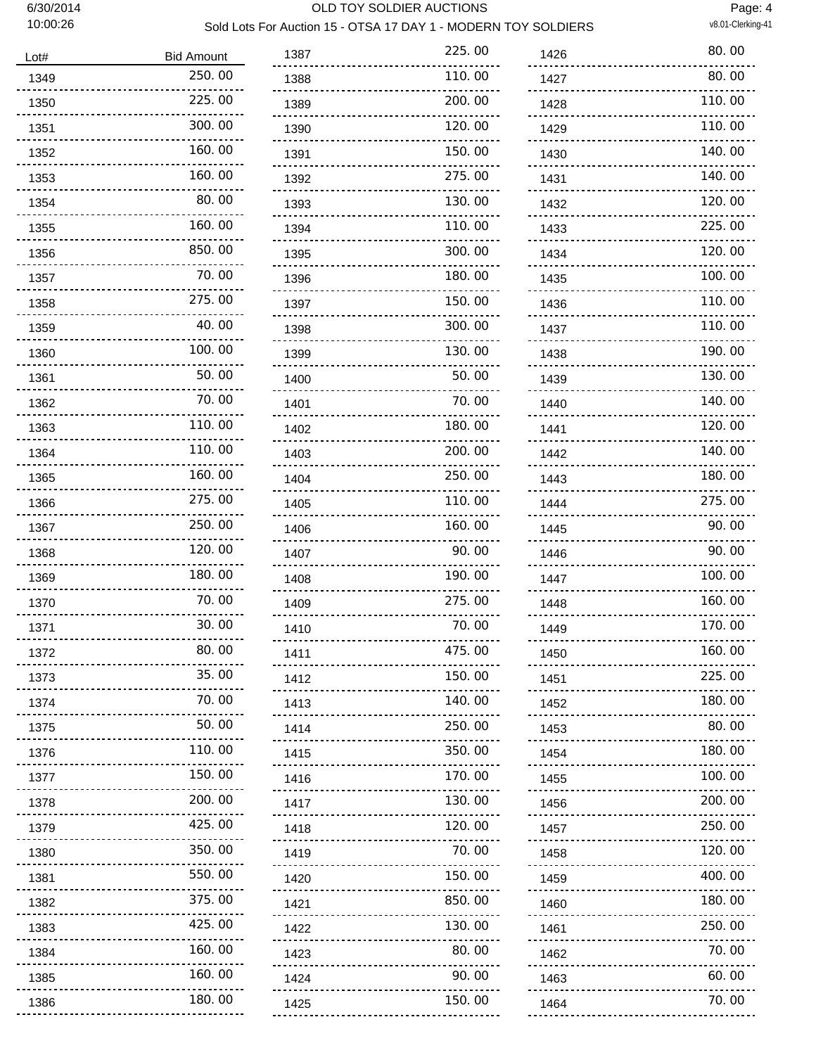# OLD TOY SOLDIER AUCTIONS

## Sold Lots For Auction 15 - OTSA 17 DAY 1 - MODERN TOY SOLDIERS

| Lot# | Bid Amount |
|---|---|
| 1349 | 250.00 |
| 1350 | 225.00 |
| 1351 | 300.00 |
| 1352 | 160.00 |
| 1353 | 160.00 |
| 1354 | 80.00 |
| 1355 | 160.00 |
| 1356 | 850.00 |
| 1357 | 70.00 |
| 1358 | 275.00 |
| 1359 | 40.00 |
| 1360 | 100.00 |
| 1361 | 50.00 |
| 1362 | 70.00 |
| 1363 | 110.00 |
| 1364 | 110.00 |
| 1365 | 160.00 |
| 1366 | 275.00 |
| 1367 | 250.00 |
| 1368 | 120.00 |
| 1369 | 180.00 |
| 1370 | 70.00 |
| 1371 | 30.00 |
| 1372 | 80.00 |
| 1373 | 35.00 |
| 1374 | 70.00 |
| 1375 | 50.00 |
| 1376 | 110.00 |
| 1377 | 150.00 |
| 1378 | 200.00 |
| 1379 | 425.00 |
| 1380 | 350.00 |
| 1381 | 550.00 |
| 1382 | 375.00 |
| 1383 | 425.00 |
| 1384 | 160.00 |
| 1385 | 160.00 |
| 1386 | 180.00 |
| 1387 | 225.00 |
| 1388 | 110.00 |
| 1389 | 200.00 |
| 1390 | 120.00 |
| 1391 | 150.00 |
| 1392 | 275.00 |
| 1393 | 130.00 |
| 1394 | 110.00 |
| 1395 | 300.00 |
| 1396 | 180.00 |
| 1397 | 150.00 |
| 1398 | 300.00 |
| 1399 | 130.00 |
| 1400 | 50.00 |
| 1401 | 70.00 |
| 1402 | 180.00 |
| 1403 | 200.00 |
| 1404 | 250.00 |
| 1405 | 110.00 |
| 1406 | 160.00 |
| 1407 | 90.00 |
| 1408 | 190.00 |
| 1409 | 275.00 |
| 1410 | 70.00 |
| 1411 | 475.00 |
| 1412 | 150.00 |
| 1413 | 140.00 |
| 1414 | 250.00 |
| 1415 | 350.00 |
| 1416 | 170.00 |
| 1417 | 130.00 |
| 1418 | 120.00 |
| 1419 | 70.00 |
| 1420 | 150.00 |
| 1421 | 850.00 |
| 1422 | 130.00 |
| 1423 | 80.00 |
| 1424 | 90.00 |
| 1425 | 150.00 |
| 1426 | 80.00 |
| 1427 | 80.00 |
| 1428 | 110.00 |
| 1429 | 110.00 |
| 1430 | 140.00 |
| 1431 | 140.00 |
| 1432 | 120.00 |
| 1433 | 225.00 |
| 1434 | 120.00 |
| 1435 | 100.00 |
| 1436 | 110.00 |
| 1437 | 110.00 |
| 1438 | 190.00 |
| 1439 | 130.00 |
| 1440 | 140.00 |
| 1441 | 120.00 |
| 1442 | 140.00 |
| 1443 | 180.00 |
| 1444 | 275.00 |
| 1445 | 90.00 |
| 1446 | 90.00 |
| 1447 | 100.00 |
| 1448 | 160.00 |
| 1449 | 170.00 |
| 1450 | 160.00 |
| 1451 | 225.00 |
| 1452 | 180.00 |
| 1453 | 80.00 |
| 1454 | 180.00 |
| 1455 | 100.00 |
| 1456 | 200.00 |
| 1457 | 250.00 |
| 1458 | 120.00 |
| 1459 | 400.00 |
| 1460 | 180.00 |
| 1461 | 250.00 |
| 1462 | 70.00 |
| 1463 | 60.00 |
| 1464 | 70.00 |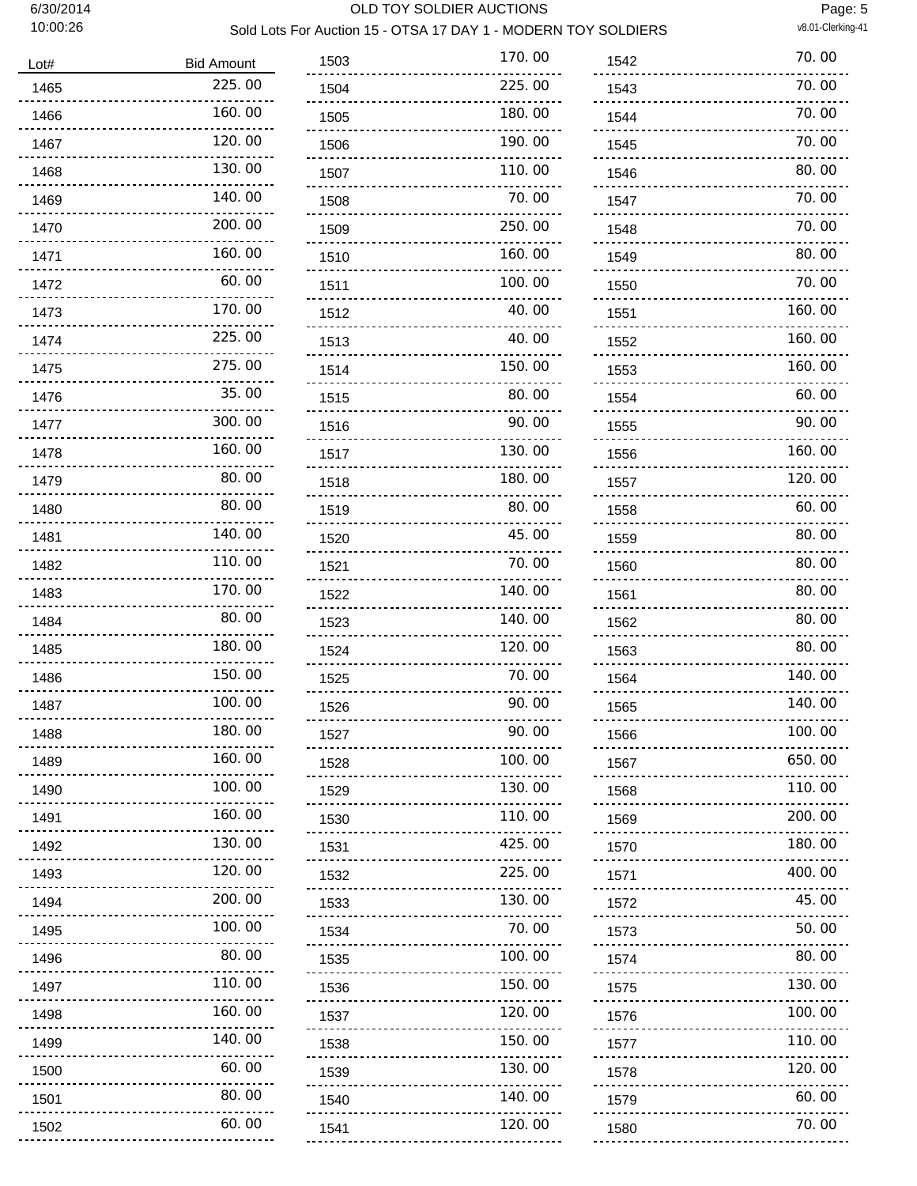# OLD TOY SOLDIER AUCTIONS

## Sold Lots For Auction 15 - OTSA 17 DAY 1 - MODERN TOY SOLDIERS

| Lot# | Bid Amount |
|---|---|
| 1465 | 225.00 |
| 1466 | 160.00 |
| 1467 | 120.00 |
| 1468 | 130.00 |
| 1469 | 140.00 |
| 1470 | 200.00 |
| 1471 | 160.00 |
| 1472 | 60.00 |
| 1473 | 170.00 |
| 1474 | 225.00 |
| 1475 | 275.00 |
| 1476 | 35.00 |
| 1477 | 300.00 |
| 1478 | 160.00 |
| 1479 | 80.00 |
| 1480 | 80.00 |
| 1481 | 140.00 |
| 1482 | 110.00 |
| 1483 | 170.00 |
| 1484 | 80.00 |
| 1485 | 180.00 |
| 1486 | 150.00 |
| 1487 | 100.00 |
| 1488 | 180.00 |
| 1489 | 160.00 |
| 1490 | 100.00 |
| 1491 | 160.00 |
| 1492 | 130.00 |
| 1493 | 120.00 |
| 1494 | 200.00 |
| 1495 | 100.00 |
| 1496 | 80.00 |
| 1497 | 110.00 |
| 1498 | 160.00 |
| 1499 | 140.00 |
| 1500 | 60.00 |
| 1501 | 80.00 |
| 1502 | 60.00 |
| 1503 | 170.00 |
| 1504 | 225.00 |
| 1505 | 180.00 |
| 1506 | 190.00 |
| 1507 | 110.00 |
| 1508 | 70.00 |
| 1509 | 250.00 |
| 1510 | 160.00 |
| 1511 | 100.00 |
| 1512 | 40.00 |
| 1513 | 40.00 |
| 1514 | 150.00 |
| 1515 | 80.00 |
| 1516 | 90.00 |
| 1517 | 130.00 |
| 1518 | 180.00 |
| 1519 | 80.00 |
| 1520 | 45.00 |
| 1521 | 70.00 |
| 1522 | 140.00 |
| 1523 | 140.00 |
| 1524 | 120.00 |
| 1525 | 70.00 |
| 1526 | 90.00 |
| 1527 | 90.00 |
| 1528 | 100.00 |
| 1529 | 130.00 |
| 1530 | 110.00 |
| 1531 | 425.00 |
| 1532 | 225.00 |
| 1533 | 130.00 |
| 1534 | 70.00 |
| 1535 | 100.00 |
| 1536 | 150.00 |
| 1537 | 120.00 |
| 1538 | 150.00 |
| 1539 | 130.00 |
| 1540 | 140.00 |
| 1541 | 120.00 |
| 1542 | 70.00 |
| 1543 | 70.00 |
| 1544 | 70.00 |
| 1545 | 70.00 |
| 1546 | 80.00 |
| 1547 | 70.00 |
| 1548 | 70.00 |
| 1549 | 80.00 |
| 1550 | 70.00 |
| 1551 | 160.00 |
| 1552 | 160.00 |
| 1553 | 160.00 |
| 1554 | 60.00 |
| 1555 | 90.00 |
| 1556 | 160.00 |
| 1557 | 120.00 |
| 1558 | 60.00 |
| 1559 | 80.00 |
| 1560 | 80.00 |
| 1561 | 80.00 |
| 1562 | 80.00 |
| 1563 | 80.00 |
| 1564 | 140.00 |
| 1565 | 140.00 |
| 1566 | 100.00 |
| 1567 | 650.00 |
| 1568 | 110.00 |
| 1569 | 200.00 |
| 1570 | 180.00 |
| 1571 | 400.00 |
| 1572 | 45.00 |
| 1573 | 50.00 |
| 1574 | 80.00 |
| 1575 | 130.00 |
| 1576 | 100.00 |
| 1577 | 110.00 |
| 1578 | 120.00 |
| 1579 | 60.00 |
| 1580 | 70.00 |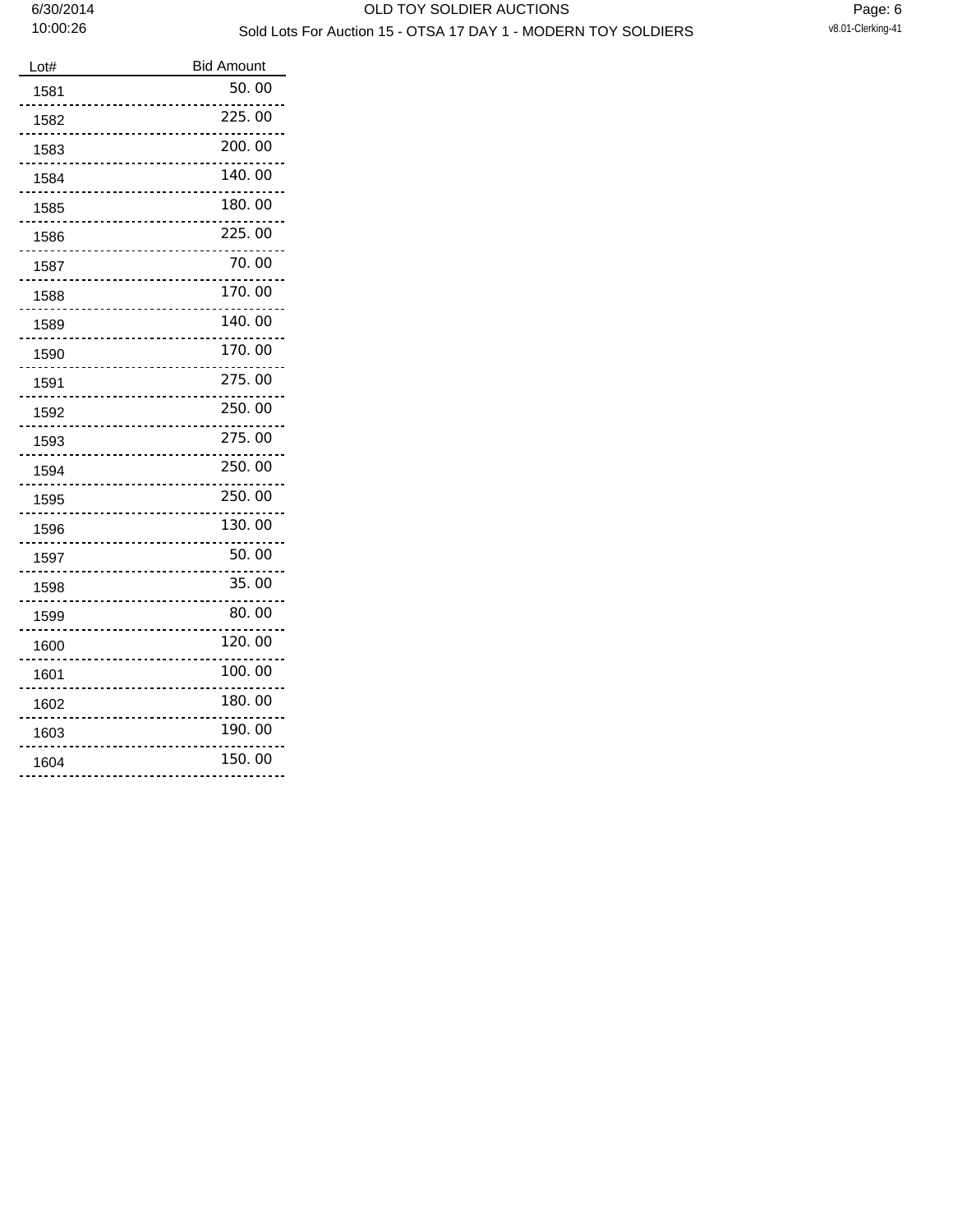| Lot# | Bid Amount |
| --- | --- |
| 1581 | 50.00 |
| 1582 | 225.00 |
| 1583 | 200.00 |
| 1584 | 140.00 |
| 1585 | 180.00 |
| 1586 | 225.00 |
| 1587 | 70.00 |
| 1588 | 170.00 |
| 1589 | 140.00 |
| 1590 | 170.00 |
| 1591 | 275.00 |
| 1592 | 250.00 |
| 1593 | 275.00 |
| 1594 | 250.00 |
| 1595 | 250.00 |
| 1596 | 130.00 |
| 1597 | 50.00 |
| 1598 | 35.00 |
| 1599 | 80.00 |
| 1600 | 120.00 |
| 1601 | 100.00 |
| 1602 | 180.00 |
| 1603 | 190.00 |
| 1604 | 150.00 |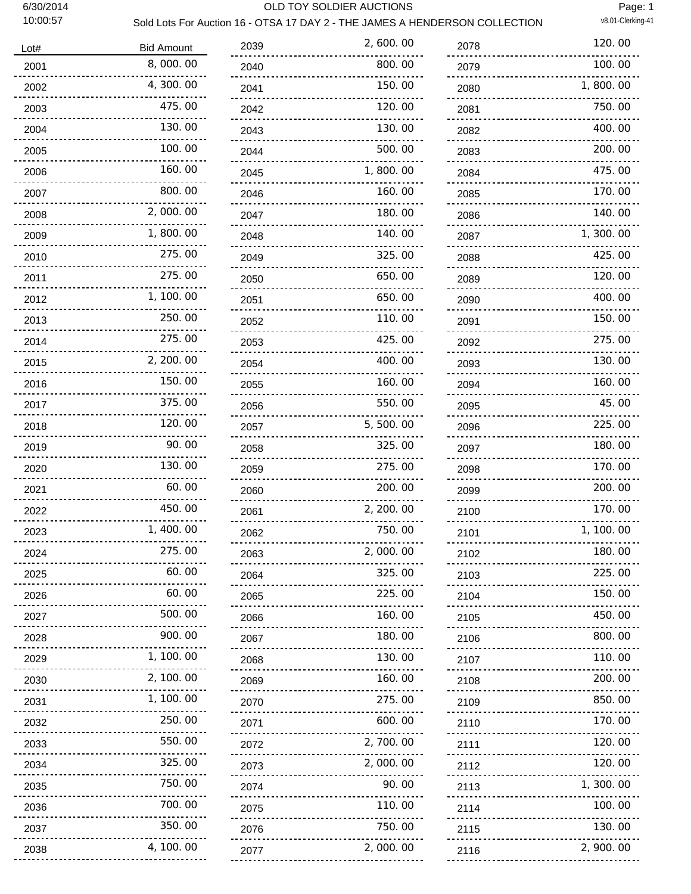OLD TOY SOLDIER AUCTIONS

Sold Lots For Auction 16 - OTSA 17 DAY 2 - THE JAMES A HENDERSON COLLECTION

| Lot# | Bid Amount |
|---|---|
| 2001 | 8,000.00 |
| 2002 | 4,300.00 |
| 2003 | 475.00 |
| 2004 | 130.00 |
| 2005 | 100.00 |
| 2006 | 160.00 |
| 2007 | 800.00 |
| 2008 | 2,000.00 |
| 2009 | 1,800.00 |
| 2010 | 275.00 |
| 2011 | 275.00 |
| 2012 | 1,100.00 |
| 2013 | 250.00 |
| 2014 | 275.00 |
| 2015 | 2,200.00 |
| 2016 | 150.00 |
| 2017 | 375.00 |
| 2018 | 120.00 |
| 2019 | 90.00 |
| 2020 | 130.00 |
| 2021 | 60.00 |
| 2022 | 450.00 |
| 2023 | 1,400.00 |
| 2024 | 275.00 |
| 2025 | 60.00 |
| 2026 | 60.00 |
| 2027 | 500.00 |
| 2028 | 900.00 |
| 2029 | 1,100.00 |
| 2030 | 2,100.00 |
| 2031 | 1,100.00 |
| 2032 | 250.00 |
| 2033 | 550.00 |
| 2034 | 325.00 |
| 2035 | 750.00 |
| 2036 | 700.00 |
| 2037 | 350.00 |
| 2038 | 4,100.00 |
| 2039 | 2,600.00 |
| 2040 | 800.00 |
| 2041 | 150.00 |
| 2042 | 120.00 |
| 2043 | 130.00 |
| 2044 | 500.00 |
| 2045 | 1,800.00 |
| 2046 | 160.00 |
| 2047 | 180.00 |
| 2048 | 140.00 |
| 2049 | 325.00 |
| 2050 | 650.00 |
| 2051 | 650.00 |
| 2052 | 110.00 |
| 2053 | 425.00 |
| 2054 | 400.00 |
| 2055 | 160.00 |
| 2056 | 550.00 |
| 2057 | 5,500.00 |
| 2058 | 325.00 |
| 2059 | 275.00 |
| 2060 | 200.00 |
| 2061 | 2,200.00 |
| 2062 | 750.00 |
| 2063 | 2,000.00 |
| 2064 | 325.00 |
| 2065 | 225.00 |
| 2066 | 160.00 |
| 2067 | 180.00 |
| 2068 | 130.00 |
| 2069 | 160.00 |
| 2070 | 275.00 |
| 2071 | 600.00 |
| 2072 | 2,700.00 |
| 2073 | 2,000.00 |
| 2074 | 90.00 |
| 2075 | 110.00 |
| 2076 | 750.00 |
| 2077 | 2,000.00 |
| 2078 | 120.00 |
| 2079 | 100.00 |
| 2080 | 1,800.00 |
| 2081 | 750.00 |
| 2082 | 400.00 |
| 2083 | 200.00 |
| 2084 | 475.00 |
| 2085 | 170.00 |
| 2086 | 140.00 |
| 2087 | 1,300.00 |
| 2088 | 425.00 |
| 2089 | 120.00 |
| 2090 | 400.00 |
| 2091 | 150.00 |
| 2092 | 275.00 |
| 2093 | 130.00 |
| 2094 | 160.00 |
| 2095 | 45.00 |
| 2096 | 225.00 |
| 2097 | 180.00 |
| 2098 | 170.00 |
| 2099 | 200.00 |
| 2100 | 170.00 |
| 2101 | 1,100.00 |
| 2102 | 180.00 |
| 2103 | 225.00 |
| 2104 | 150.00 |
| 2105 | 450.00 |
| 2106 | 800.00 |
| 2107 | 110.00 |
| 2108 | 200.00 |
| 2109 | 850.00 |
| 2110 | 170.00 |
| 2111 | 120.00 |
| 2112 | 120.00 |
| 2113 | 1,300.00 |
| 2114 | 100.00 |
| 2115 | 130.00 |
| 2116 | 2,900.00 |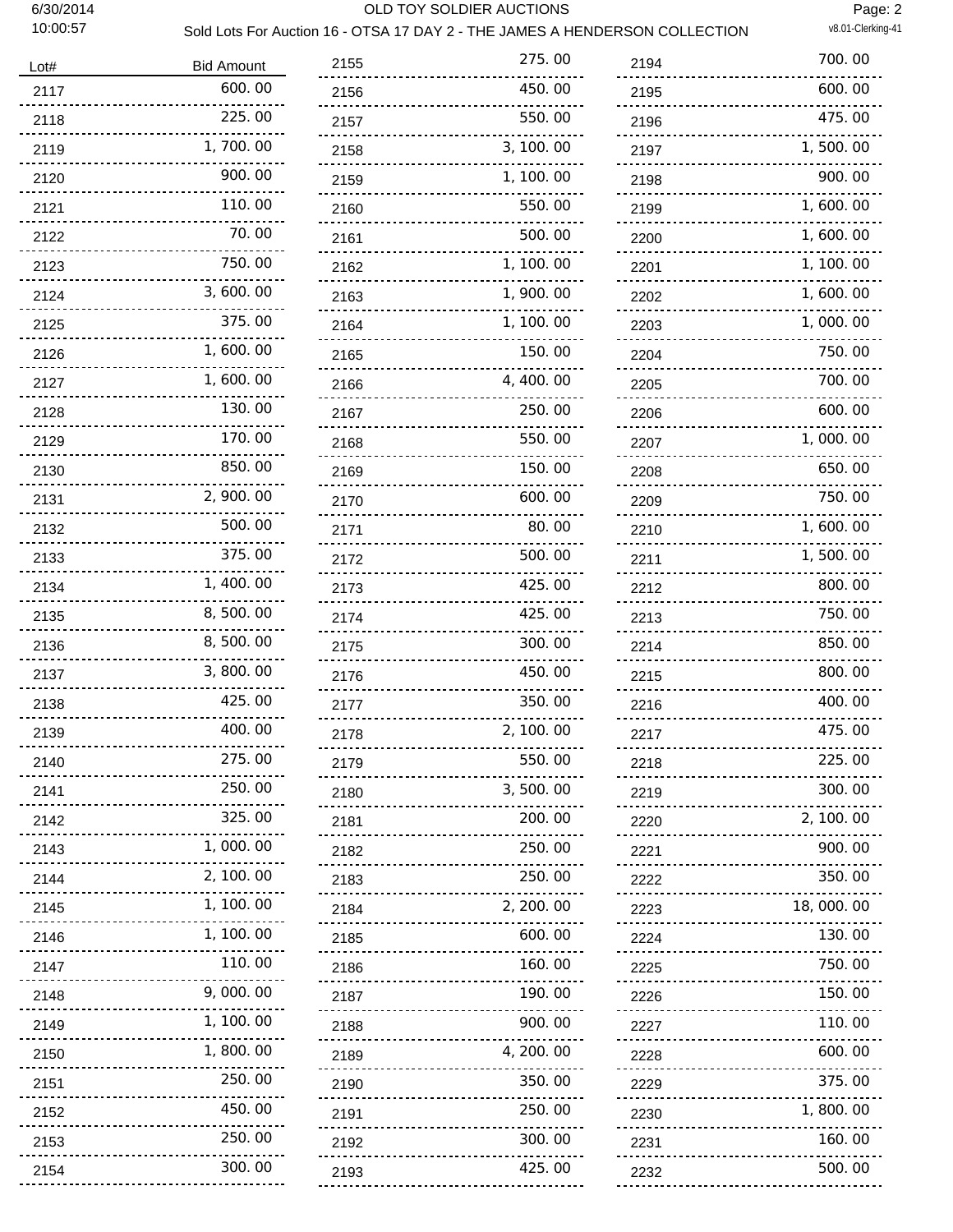## OLD TOY SOLDIER AUCTIONS

### Sold Lots For Auction 16 - OTSA 17 DAY 2 - THE JAMES A HENDERSON COLLECTION

| Lot# | Bid Amount |
|---|---|
| 2117 | 600.00 |
| 2118 | 225.00 |
| 2119 | 1,700.00 |
| 2120 | 900.00 |
| 2121 | 110.00 |
| 2122 | 70.00 |
| 2123 | 750.00 |
| 2124 | 3,600.00 |
| 2125 | 375.00 |
| 2126 | 1,600.00 |
| 2127 | 1,600.00 |
| 2128 | 130.00 |
| 2129 | 170.00 |
| 2130 | 850.00 |
| 2131 | 2,900.00 |
| 2132 | 500.00 |
| 2133 | 375.00 |
| 2134 | 1,400.00 |
| 2135 | 8,500.00 |
| 2136 | 8,500.00 |
| 2137 | 3,800.00 |
| 2138 | 425.00 |
| 2139 | 400.00 |
| 2140 | 275.00 |
| 2141 | 250.00 |
| 2142 | 325.00 |
| 2143 | 1,000.00 |
| 2144 | 2,100.00 |
| 2145 | 1,100.00 |
| 2146 | 1,100.00 |
| 2147 | 110.00 |
| 2148 | 9,000.00 |
| 2149 | 1,100.00 |
| 2150 | 1,800.00 |
| 2151 | 250.00 |
| 2152 | 450.00 |
| 2153 | 250.00 |
| 2154 | 300.00 |
| 2155 | 275.00 |
| 2156 | 450.00 |
| 2157 | 550.00 |
| 2158 | 3,100.00 |
| 2159 | 1,100.00 |
| 2160 | 550.00 |
| 2161 | 500.00 |
| 2162 | 1,100.00 |
| 2163 | 1,900.00 |
| 2164 | 1,100.00 |
| 2165 | 150.00 |
| 2166 | 4,400.00 |
| 2167 | 250.00 |
| 2168 | 550.00 |
| 2169 | 150.00 |
| 2170 | 600.00 |
| 2171 | 80.00 |
| 2172 | 500.00 |
| 2173 | 425.00 |
| 2174 | 425.00 |
| 2175 | 300.00 |
| 2176 | 450.00 |
| 2177 | 350.00 |
| 2178 | 2,100.00 |
| 2179 | 550.00 |
| 2180 | 3,500.00 |
| 2181 | 200.00 |
| 2182 | 250.00 |
| 2183 | 250.00 |
| 2184 | 2,200.00 |
| 2185 | 600.00 |
| 2186 | 160.00 |
| 2187 | 190.00 |
| 2188 | 900.00 |
| 2189 | 4,200.00 |
| 2190 | 350.00 |
| 2191 | 250.00 |
| 2192 | 300.00 |
| 2193 | 425.00 |
| 2194 | 700.00 |
| 2195 | 600.00 |
| 2196 | 475.00 |
| 2197 | 1,500.00 |
| 2198 | 900.00 |
| 2199 | 1,600.00 |
| 2200 | 1,600.00 |
| 2201 | 1,100.00 |
| 2202 | 1,600.00 |
| 2203 | 1,000.00 |
| 2204 | 750.00 |
| 2205 | 700.00 |
| 2206 | 600.00 |
| 2207 | 1,000.00 |
| 2208 | 650.00 |
| 2209 | 750.00 |
| 2210 | 1,600.00 |
| 2211 | 1,500.00 |
| 2212 | 800.00 |
| 2213 | 750.00 |
| 2214 | 850.00 |
| 2215 | 800.00 |
| 2216 | 400.00 |
| 2217 | 475.00 |
| 2218 | 225.00 |
| 2219 | 300.00 |
| 2220 | 2,100.00 |
| 2221 | 900.00 |
| 2222 | 350.00 |
| 2223 | 18,000.00 |
| 2224 | 130.00 |
| 2225 | 750.00 |
| 2226 | 150.00 |
| 2227 | 110.00 |
| 2228 | 600.00 |
| 2229 | 375.00 |
| 2230 | 1,800.00 |
| 2231 | 160.00 |
| 2232 | 500.00 |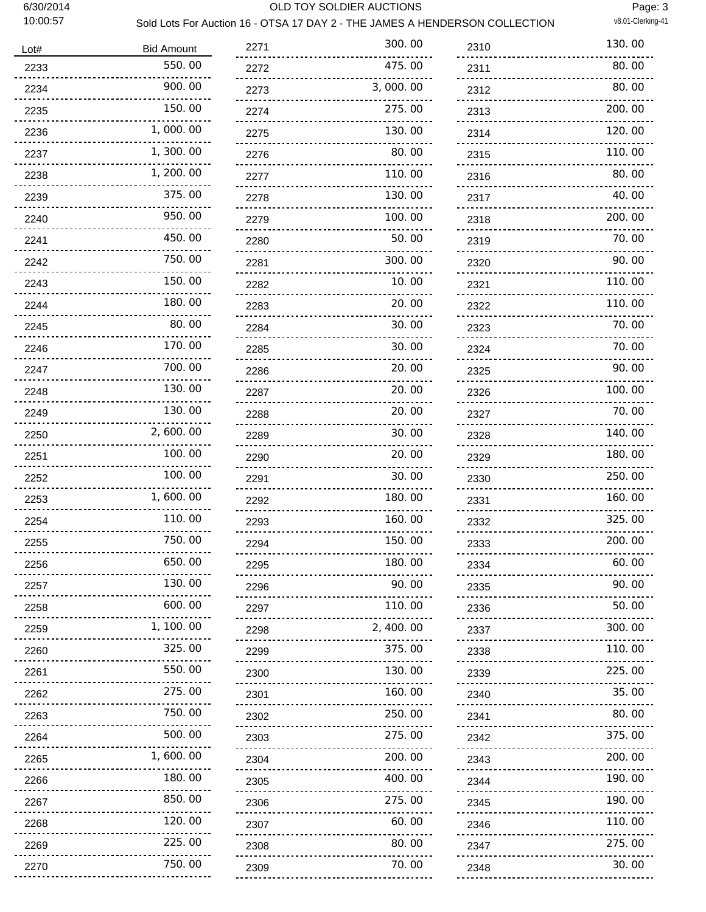# OLD TOY SOLDIER AUCTIONS

## Sold Lots For Auction 16 - OTSA 17 DAY 2 - THE JAMES A HENDERSON COLLECTION

6/30/2014 10:00:57

| Lot# | Bid Amount |
|---|---|
| 2233 | 550.00 |
| 2234 | 900.00 |
| 2235 | 150.00 |
| 2236 | 1,000.00 |
| 2237 | 1,300.00 |
| 2238 | 1,200.00 |
| 2239 | 375.00 |
| 2240 | 950.00 |
| 2241 | 450.00 |
| 2242 | 750.00 |
| 2243 | 150.00 |
| 2244 | 180.00 |
| 2245 | 80.00 |
| 2246 | 170.00 |
| 2247 | 700.00 |
| 2248 | 130.00 |
| 2249 | 130.00 |
| 2250 | 2,600.00 |
| 2251 | 100.00 |
| 2252 | 100.00 |
| 2253 | 1,600.00 |
| 2254 | 110.00 |
| 2255 | 750.00 |
| 2256 | 650.00 |
| 2257 | 130.00 |
| 2258 | 600.00 |
| 2259 | 1,100.00 |
| 2260 | 325.00 |
| 2261 | 550.00 |
| 2262 | 275.00 |
| 2263 | 750.00 |
| 2264 | 500.00 |
| 2265 | 1,600.00 |
| 2266 | 180.00 |
| 2267 | 850.00 |
| 2268 | 120.00 |
| 2269 | 225.00 |
| 2270 | 750.00 |
| 2271 | 300.00 |
| 2272 | 475.00 |
| 2273 | 3,000.00 |
| 2274 | 275.00 |
| 2275 | 130.00 |
| 2276 | 80.00 |
| 2277 | 110.00 |
| 2278 | 130.00 |
| 2279 | 100.00 |
| 2280 | 50.00 |
| 2281 | 300.00 |
| 2282 | 10.00 |
| 2283 | 20.00 |
| 2284 | 30.00 |
| 2285 | 30.00 |
| 2286 | 20.00 |
| 2287 | 20.00 |
| 2288 | 20.00 |
| 2289 | 30.00 |
| 2290 | 20.00 |
| 2291 | 30.00 |
| 2292 | 180.00 |
| 2293 | 160.00 |
| 2294 | 150.00 |
| 2295 | 180.00 |
| 2296 | 90.00 |
| 2297 | 110.00 |
| 2298 | 2,400.00 |
| 2299 | 375.00 |
| 2300 | 130.00 |
| 2301 | 160.00 |
| 2302 | 250.00 |
| 2303 | 275.00 |
| 2304 | 200.00 |
| 2305 | 400.00 |
| 2306 | 275.00 |
| 2307 | 60.00 |
| 2308 | 80.00 |
| 2309 | 70.00 |
| 2310 | 130.00 |
| 2311 | 80.00 |
| 2312 | 80.00 |
| 2313 | 200.00 |
| 2314 | 120.00 |
| 2315 | 110.00 |
| 2316 | 80.00 |
| 2317 | 40.00 |
| 2318 | 200.00 |
| 2319 | 70.00 |
| 2320 | 90.00 |
| 2321 | 110.00 |
| 2322 | 110.00 |
| 2323 | 70.00 |
| 2324 | 70.00 |
| 2325 | 90.00 |
| 2326 | 100.00 |
| 2327 | 70.00 |
| 2328 | 140.00 |
| 2329 | 180.00 |
| 2330 | 250.00 |
| 2331 | 160.00 |
| 2332 | 325.00 |
| 2333 | 200.00 |
| 2334 | 60.00 |
| 2335 | 90.00 |
| 2336 | 50.00 |
| 2337 | 300.00 |
| 2338 | 110.00 |
| 2339 | 225.00 |
| 2340 | 35.00 |
| 2341 | 80.00 |
| 2342 | 375.00 |
| 2343 | 200.00 |
| 2344 | 190.00 |
| 2345 | 190.00 |
| 2346 | 110.00 |
| 2347 | 275.00 |
| 2348 | 30.00 |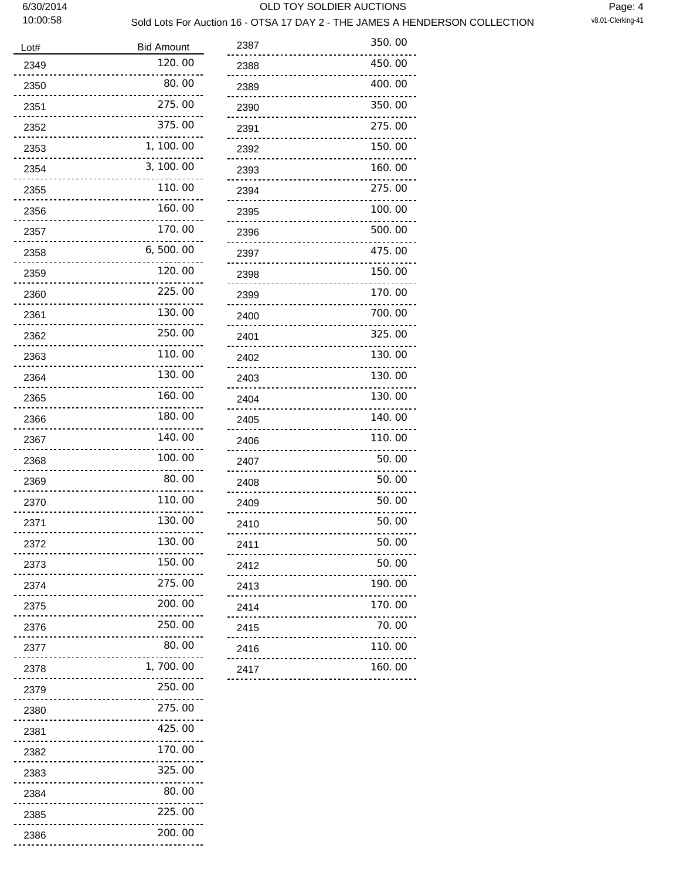# Sold Lots For Auction 16 - OTSA 17 DAY 2 - THE JAMES A HENDERSON COLLECTION

| Lot# | Bid Amount |
| --- | --- |
| 2349 | 120.00 |
| 2350 | 80.00 |
| 2351 | 275.00 |
| 2352 | 375.00 |
| 2353 | 1,100.00 |
| 2354 | 3,100.00 |
| 2355 | 110.00 |
| 2356 | 160.00 |
| 2357 | 170.00 |
| 2358 | 6,500.00 |
| 2359 | 120.00 |
| 2360 | 225.00 |
| 2361 | 130.00 |
| 2362 | 250.00 |
| 2363 | 110.00 |
| 2364 | 130.00 |
| 2365 | 160.00 |
| 2366 | 180.00 |
| 2367 | 140.00 |
| 2368 | 100.00 |
| 2369 | 80.00 |
| 2370 | 110.00 |
| 2371 | 130.00 |
| 2372 | 130.00 |
| 2373 | 150.00 |
| 2374 | 275.00 |
| 2375 | 200.00 |
| 2376 | 250.00 |
| 2377 | 80.00 |
| 2378 | 1,700.00 |
| 2379 | 250.00 |
| 2380 | 275.00 |
| 2381 | 425.00 |
| 2382 | 170.00 |
| 2383 | 325.00 |
| 2384 | 80.00 |
| 2385 | 225.00 |
| 2386 | 200.00 |
| 2387 | 350.00 |
| 2388 | 450.00 |
| 2389 | 400.00 |
| 2390 | 350.00 |
| 2391 | 275.00 |
| 2392 | 150.00 |
| 2393 | 160.00 |
| 2394 | 275.00 |
| 2395 | 100.00 |
| 2396 | 500.00 |
| 2397 | 475.00 |
| 2398 | 150.00 |
| 2399 | 170.00 |
| 2400 | 700.00 |
| 2401 | 325.00 |
| 2402 | 130.00 |
| 2403 | 130.00 |
| 2404 | 130.00 |
| 2405 | 140.00 |
| 2406 | 110.00 |
| 2407 | 50.00 |
| 2408 | 50.00 |
| 2409 | 50.00 |
| 2410 | 50.00 |
| 2411 | 50.00 |
| 2412 | 50.00 |
| 2413 | 190.00 |
| 2414 | 170.00 |
| 2415 | 70.00 |
| 2416 | 110.00 |
| 2417 | 160.00 |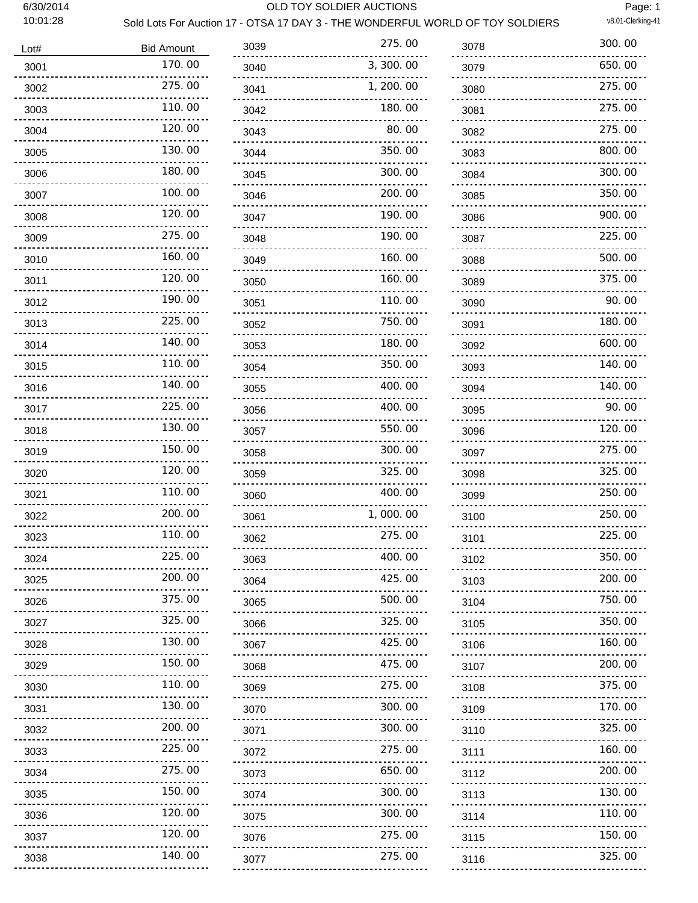## OLD TOY SOLDIER AUCTIONS

6/30/2014 10:01:28

Sold Lots For Auction 17 - OTSA 17 DAY 3 - THE WONDERFUL WORLD OF TOY SOLDIERS

v8.01-Clerking-41

| Lot# | Bid Amount |
|---|---|
| 3001 | 170. 00 |
| 3002 | 275. 00 |
| 3003 | 110. 00 |
| 3004 | 120. 00 |
| 3005 | 130. 00 |
| 3006 | 180. 00 |
| 3007 | 100. 00 |
| 3008 | 120. 00 |
| 3009 | 275. 00 |
| 3010 | 160. 00 |
| 3011 | 120. 00 |
| 3012 | 190. 00 |
| 3013 | 225. 00 |
| 3014 | 140. 00 |
| 3015 | 110. 00 |
| 3016 | 140. 00 |
| 3017 | 225. 00 |
| 3018 | 130. 00 |
| 3019 | 150. 00 |
| 3020 | 120. 00 |
| 3021 | 110. 00 |
| 3022 | 200. 00 |
| 3023 | 110. 00 |
| 3024 | 225. 00 |
| 3025 | 200. 00 |
| 3026 | 375. 00 |
| 3027 | 325. 00 |
| 3028 | 130. 00 |
| 3029 | 150. 00 |
| 3030 | 110. 00 |
| 3031 | 130. 00 |
| 3032 | 200. 00 |
| 3033 | 225. 00 |
| 3034 | 275. 00 |
| 3035 | 150. 00 |
| 3036 | 120. 00 |
| 3037 | 120. 00 |
| 3038 | 140. 00 |
| 3039 | 275. 00 |
| 3040 | 3, 300. 00 |
| 3041 | 1, 200. 00 |
| 3042 | 180. 00 |
| 3043 | 80. 00 |
| 3044 | 350. 00 |
| 3045 | 300. 00 |
| 3046 | 200. 00 |
| 3047 | 190. 00 |
| 3048 | 190. 00 |
| 3049 | 160. 00 |
| 3050 | 160. 00 |
| 3051 | 110. 00 |
| 3052 | 750. 00 |
| 3053 | 180. 00 |
| 3054 | 350. 00 |
| 3055 | 400. 00 |
| 3056 | 400. 00 |
| 3057 | 550. 00 |
| 3058 | 300. 00 |
| 3059 | 325. 00 |
| 3060 | 400. 00 |
| 3061 | 1, 000. 00 |
| 3062 | 275. 00 |
| 3063 | 400. 00 |
| 3064 | 425. 00 |
| 3065 | 500. 00 |
| 3066 | 325. 00 |
| 3067 | 425. 00 |
| 3068 | 475. 00 |
| 3069 | 275. 00 |
| 3070 | 300. 00 |
| 3071 | 300. 00 |
| 3072 | 275. 00 |
| 3073 | 650. 00 |
| 3074 | 300. 00 |
| 3075 | 300. 00 |
| 3076 | 275. 00 |
| 3077 | 275. 00 |
| 3078 | 300. 00 |
| 3079 | 650. 00 |
| 3080 | 275. 00 |
| 3081 | 275. 00 |
| 3082 | 275. 00 |
| 3083 | 800. 00 |
| 3084 | 300. 00 |
| 3085 | 350. 00 |
| 3086 | 900. 00 |
| 3087 | 225. 00 |
| 3088 | 500. 00 |
| 3089 | 375. 00 |
| 3090 | 90. 00 |
| 3091 | 180. 00 |
| 3092 | 600. 00 |
| 3093 | 140. 00 |
| 3094 | 140. 00 |
| 3095 | 90. 00 |
| 3096 | 120. 00 |
| 3097 | 275. 00 |
| 3098 | 325. 00 |
| 3099 | 250. 00 |
| 3100 | 250. 00 |
| 3101 | 225. 00 |
| 3102 | 350. 00 |
| 3103 | 200. 00 |
| 3104 | 750. 00 |
| 3105 | 350. 00 |
| 3106 | 160. 00 |
| 3107 | 200. 00 |
| 3108 | 375. 00 |
| 3109 | 170. 00 |
| 3110 | 325. 00 |
| 3111 | 160. 00 |
| 3112 | 200. 00 |
| 3113 | 130. 00 |
| 3114 | 110. 00 |
| 3115 | 150. 00 |
| 3116 | 325. 00 |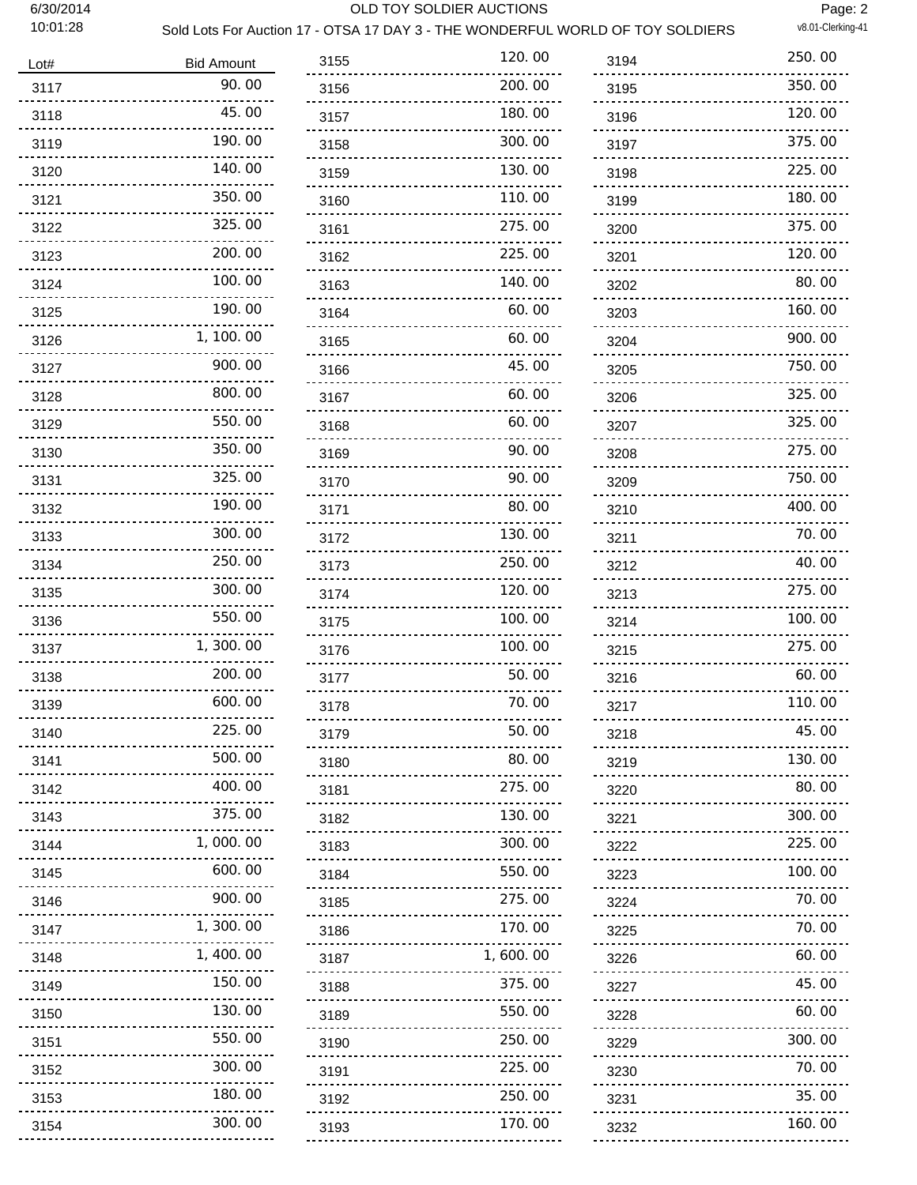OLD TOY SOLDIER AUCTIONS

Sold Lots For Auction 17 - OTSA 17 DAY 3 - THE WONDERFUL WORLD OF TOY SOLDIERS

6/30/2014 10:01:28

| Lot# | Bid Amount |
|---|---|
| 3117 | 90.00 |
| 3118 | 45.00 |
| 3119 | 190.00 |
| 3120 | 140.00 |
| 3121 | 350.00 |
| 3122 | 325.00 |
| 3123 | 200.00 |
| 3124 | 100.00 |
| 3125 | 190.00 |
| 3126 | 1,100.00 |
| 3127 | 900.00 |
| 3128 | 800.00 |
| 3129 | 550.00 |
| 3130 | 350.00 |
| 3131 | 325.00 |
| 3132 | 190.00 |
| 3133 | 300.00 |
| 3134 | 250.00 |
| 3135 | 300.00 |
| 3136 | 550.00 |
| 3137 | 1,300.00 |
| 3138 | 200.00 |
| 3139 | 600.00 |
| 3140 | 225.00 |
| 3141 | 500.00 |
| 3142 | 400.00 |
| 3143 | 375.00 |
| 3144 | 1,000.00 |
| 3145 | 600.00 |
| 3146 | 900.00 |
| 3147 | 1,300.00 |
| 3148 | 1,400.00 |
| 3149 | 150.00 |
| 3150 | 130.00 |
| 3151 | 550.00 |
| 3152 | 300.00 |
| 3153 | 180.00 |
| 3154 | 300.00 |
| 3155 | 120.00 |
| 3156 | 200.00 |
| 3157 | 180.00 |
| 3158 | 300.00 |
| 3159 | 130.00 |
| 3160 | 110.00 |
| 3161 | 275.00 |
| 3162 | 225.00 |
| 3163 | 140.00 |
| 3164 | 60.00 |
| 3165 | 60.00 |
| 3166 | 45.00 |
| 3167 | 60.00 |
| 3168 | 60.00 |
| 3169 | 90.00 |
| 3170 | 90.00 |
| 3171 | 80.00 |
| 3172 | 130.00 |
| 3173 | 250.00 |
| 3174 | 120.00 |
| 3175 | 100.00 |
| 3176 | 100.00 |
| 3177 | 50.00 |
| 3178 | 70.00 |
| 3179 | 50.00 |
| 3180 | 80.00 |
| 3181 | 275.00 |
| 3182 | 130.00 |
| 3183 | 300.00 |
| 3184 | 550.00 |
| 3185 | 275.00 |
| 3186 | 170.00 |
| 3187 | 1,600.00 |
| 3188 | 375.00 |
| 3189 | 550.00 |
| 3190 | 250.00 |
| 3191 | 225.00 |
| 3192 | 250.00 |
| 3193 | 170.00 |
| 3194 | 250.00 |
| 3195 | 350.00 |
| 3196 | 120.00 |
| 3197 | 375.00 |
| 3198 | 225.00 |
| 3199 | 180.00 |
| 3200 | 375.00 |
| 3201 | 120.00 |
| 3202 | 80.00 |
| 3203 | 160.00 |
| 3204 | 900.00 |
| 3205 | 750.00 |
| 3206 | 325.00 |
| 3207 | 325.00 |
| 3208 | 275.00 |
| 3209 | 750.00 |
| 3210 | 400.00 |
| 3211 | 70.00 |
| 3212 | 40.00 |
| 3213 | 275.00 |
| 3214 | 100.00 |
| 3215 | 275.00 |
| 3216 | 60.00 |
| 3217 | 110.00 |
| 3218 | 45.00 |
| 3219 | 130.00 |
| 3220 | 80.00 |
| 3221 | 300.00 |
| 3222 | 225.00 |
| 3223 | 100.00 |
| 3224 | 70.00 |
| 3225 | 70.00 |
| 3226 | 60.00 |
| 3227 | 45.00 |
| 3228 | 60.00 |
| 3229 | 300.00 |
| 3230 | 70.00 |
| 3231 | 35.00 |
| 3232 | 160.00 |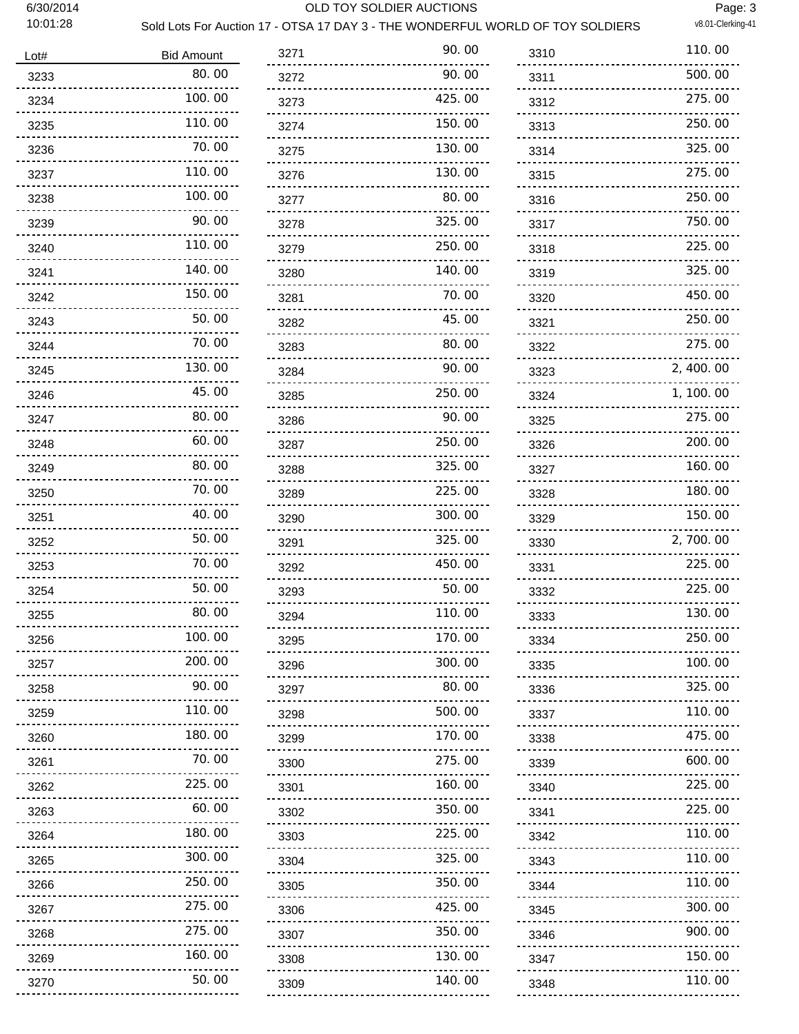# OLD TOY SOLDIER AUCTIONS

## Sold Lots For Auction 17 - OTSA 17 DAY 3 - THE WONDERFUL WORLD OF TOY SOLDIERS

| Lot# | Bid Amount |
|---|---|
| 3233 | 80.00 |
| 3234 | 100.00 |
| 3235 | 110.00 |
| 3236 | 70.00 |
| 3237 | 110.00 |
| 3238 | 100.00 |
| 3239 | 90.00 |
| 3240 | 110.00 |
| 3241 | 140.00 |
| 3242 | 150.00 |
| 3243 | 50.00 |
| 3244 | 70.00 |
| 3245 | 130.00 |
| 3246 | 45.00 |
| 3247 | 80.00 |
| 3248 | 60.00 |
| 3249 | 80.00 |
| 3250 | 70.00 |
| 3251 | 40.00 |
| 3252 | 50.00 |
| 3253 | 70.00 |
| 3254 | 50.00 |
| 3255 | 80.00 |
| 3256 | 100.00 |
| 3257 | 200.00 |
| 3258 | 90.00 |
| 3259 | 110.00 |
| 3260 | 180.00 |
| 3261 | 70.00 |
| 3262 | 225.00 |
| 3263 | 60.00 |
| 3264 | 180.00 |
| 3265 | 300.00 |
| 3266 | 250.00 |
| 3267 | 275.00 |
| 3268 | 275.00 |
| 3269 | 160.00 |
| 3270 | 50.00 |
| 3271 | 90.00 |
| 3272 | 90.00 |
| 3273 | 425.00 |
| 3274 | 150.00 |
| 3275 | 130.00 |
| 3276 | 130.00 |
| 3277 | 80.00 |
| 3278 | 325.00 |
| 3279 | 250.00 |
| 3280 | 140.00 |
| 3281 | 70.00 |
| 3282 | 45.00 |
| 3283 | 80.00 |
| 3284 | 90.00 |
| 3285 | 250.00 |
| 3286 | 90.00 |
| 3287 | 250.00 |
| 3288 | 325.00 |
| 3289 | 225.00 |
| 3290 | 300.00 |
| 3291 | 325.00 |
| 3292 | 450.00 |
| 3293 | 50.00 |
| 3294 | 110.00 |
| 3295 | 170.00 |
| 3296 | 300.00 |
| 3297 | 80.00 |
| 3298 | 500.00 |
| 3299 | 170.00 |
| 3300 | 275.00 |
| 3301 | 160.00 |
| 3302 | 350.00 |
| 3303 | 225.00 |
| 3304 | 325.00 |
| 3305 | 350.00 |
| 3306 | 425.00 |
| 3307 | 350.00 |
| 3308 | 130.00 |
| 3309 | 140.00 |
| 3310 | 110.00 |
| 3311 | 500.00 |
| 3312 | 275.00 |
| 3313 | 250.00 |
| 3314 | 325.00 |
| 3315 | 275.00 |
| 3316 | 250.00 |
| 3317 | 750.00 |
| 3318 | 225.00 |
| 3319 | 325.00 |
| 3320 | 450.00 |
| 3321 | 250.00 |
| 3322 | 275.00 |
| 3323 | 2,400.00 |
| 3324 | 1,100.00 |
| 3325 | 275.00 |
| 3326 | 200.00 |
| 3327 | 160.00 |
| 3328 | 180.00 |
| 3329 | 150.00 |
| 3330 | 2,700.00 |
| 3331 | 225.00 |
| 3332 | 225.00 |
| 3333 | 130.00 |
| 3334 | 250.00 |
| 3335 | 100.00 |
| 3336 | 325.00 |
| 3337 | 110.00 |
| 3338 | 475.00 |
| 3339 | 600.00 |
| 3340 | 225.00 |
| 3341 | 225.00 |
| 3342 | 110.00 |
| 3343 | 110.00 |
| 3344 | 110.00 |
| 3345 | 300.00 |
| 3346 | 900.00 |
| 3347 | 150.00 |
| 3348 | 110.00 |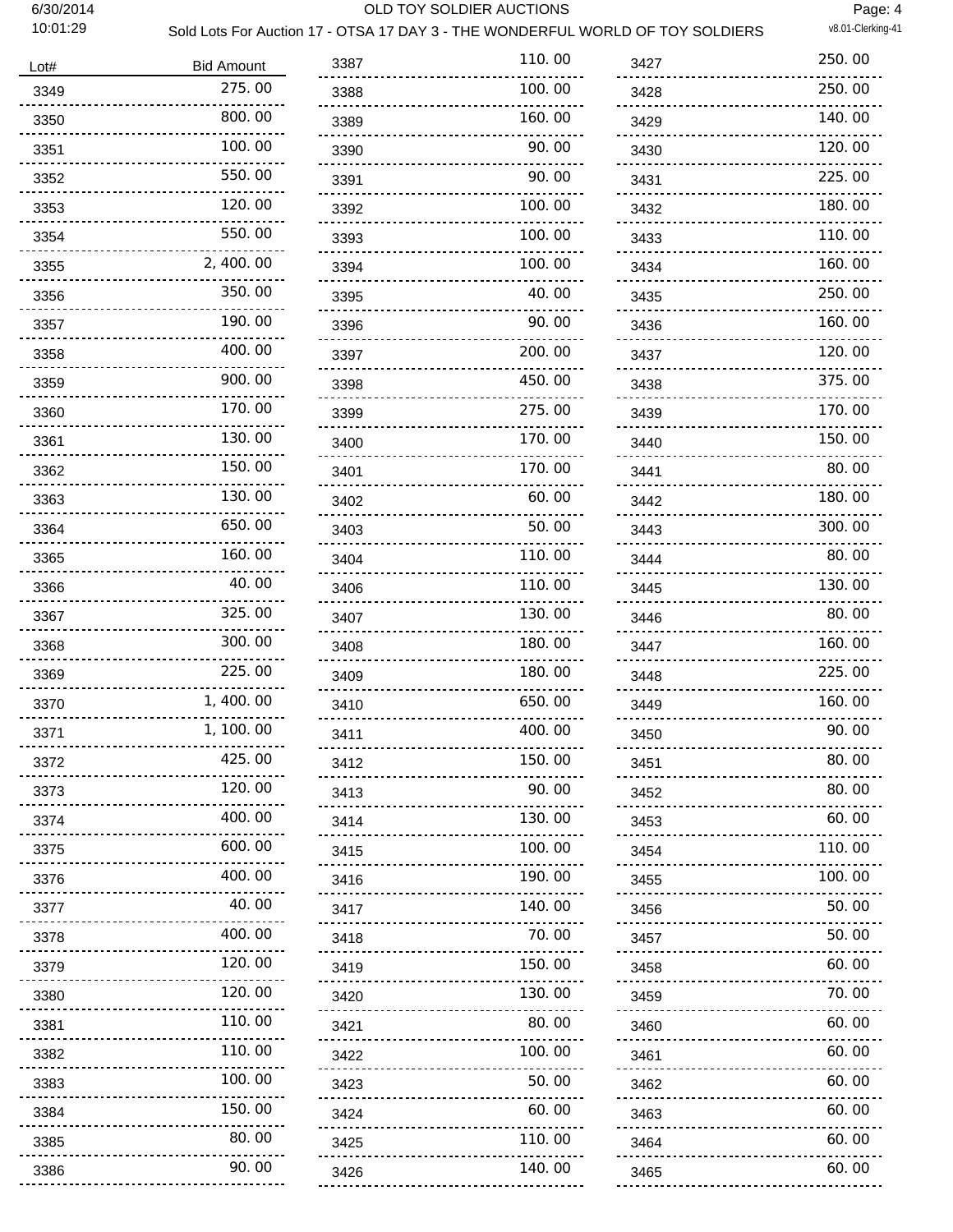OLD TOY SOLDIER AUCTIONS

Sold Lots For Auction 17 - OTSA 17 DAY 3 - THE WONDERFUL WORLD OF TOY SOLDIERS

| Lot# | Bid Amount |
|---|---|
| 3349 | 275.00 |
| 3350 | 800.00 |
| 3351 | 100.00 |
| 3352 | 550.00 |
| 3353 | 120.00 |
| 3354 | 550.00 |
| 3355 | 2,400.00 |
| 3356 | 350.00 |
| 3357 | 190.00 |
| 3358 | 400.00 |
| 3359 | 900.00 |
| 3360 | 170.00 |
| 3361 | 130.00 |
| 3362 | 150.00 |
| 3363 | 130.00 |
| 3364 | 650.00 |
| 3365 | 160.00 |
| 3366 | 40.00 |
| 3367 | 325.00 |
| 3368 | 300.00 |
| 3369 | 225.00 |
| 3370 | 1,400.00 |
| 3371 | 1,100.00 |
| 3372 | 425.00 |
| 3373 | 120.00 |
| 3374 | 400.00 |
| 3375 | 600.00 |
| 3376 | 400.00 |
| 3377 | 40.00 |
| 3378 | 400.00 |
| 3379 | 120.00 |
| 3380 | 120.00 |
| 3381 | 110.00 |
| 3382 | 110.00 |
| 3383 | 100.00 |
| 3384 | 150.00 |
| 3385 | 80.00 |
| 3386 | 90.00 |
| 3387 | 110.00 |
| 3388 | 100.00 |
| 3389 | 160.00 |
| 3390 | 90.00 |
| 3391 | 90.00 |
| 3392 | 100.00 |
| 3393 | 100.00 |
| 3394 | 100.00 |
| 3395 | 40.00 |
| 3396 | 90.00 |
| 3397 | 200.00 |
| 3398 | 450.00 |
| 3399 | 275.00 |
| 3400 | 170.00 |
| 3401 | 170.00 |
| 3402 | 60.00 |
| 3403 | 50.00 |
| 3404 | 110.00 |
| 3406 | 110.00 |
| 3407 | 130.00 |
| 3408 | 180.00 |
| 3409 | 180.00 |
| 3410 | 650.00 |
| 3411 | 400.00 |
| 3412 | 150.00 |
| 3413 | 90.00 |
| 3414 | 130.00 |
| 3415 | 100.00 |
| 3416 | 190.00 |
| 3417 | 140.00 |
| 3418 | 70.00 |
| 3419 | 150.00 |
| 3420 | 130.00 |
| 3421 | 80.00 |
| 3422 | 100.00 |
| 3423 | 50.00 |
| 3424 | 60.00 |
| 3425 | 110.00 |
| 3426 | 140.00 |
| 3427 | 250.00 |
| 3428 | 250.00 |
| 3429 | 140.00 |
| 3430 | 120.00 |
| 3431 | 225.00 |
| 3432 | 180.00 |
| 3433 | 110.00 |
| 3434 | 160.00 |
| 3435 | 250.00 |
| 3436 | 160.00 |
| 3437 | 120.00 |
| 3438 | 375.00 |
| 3439 | 170.00 |
| 3440 | 150.00 |
| 3441 | 80.00 |
| 3442 | 180.00 |
| 3443 | 300.00 |
| 3444 | 80.00 |
| 3445 | 130.00 |
| 3446 | 80.00 |
| 3447 | 160.00 |
| 3448 | 225.00 |
| 3449 | 160.00 |
| 3450 | 90.00 |
| 3451 | 80.00 |
| 3452 | 80.00 |
| 3453 | 60.00 |
| 3454 | 110.00 |
| 3455 | 100.00 |
| 3456 | 50.00 |
| 3457 | 50.00 |
| 3458 | 60.00 |
| 3459 | 70.00 |
| 3460 | 60.00 |
| 3461 | 60.00 |
| 3462 | 60.00 |
| 3463 | 60.00 |
| 3464 | 60.00 |
| 3465 | 60.00 |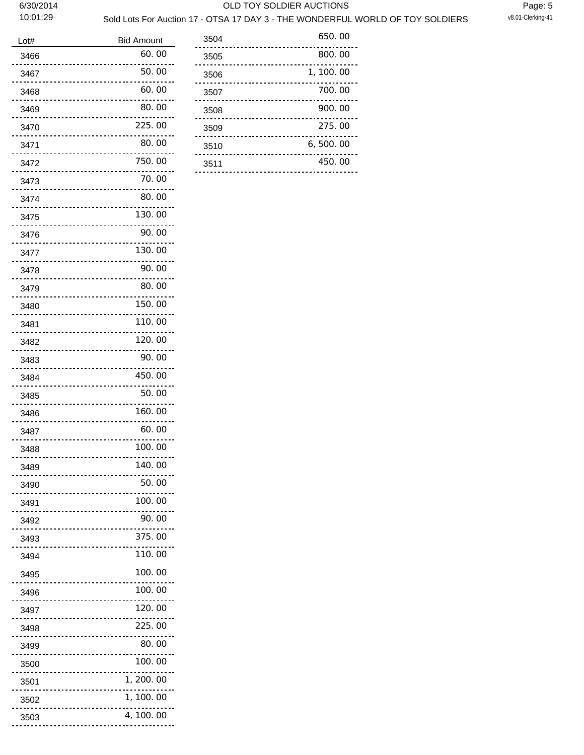| Lot# | Bid Amount |
|---|---|
| 3466 | 60.00 |
| 3467 | 50.00 |
| 3468 | 60.00 |
| 3469 | 80.00 |
| 3470 | 225.00 |
| 3471 | 80.00 |
| 3472 | 750.00 |
| 3473 | 70.00 |
| 3474 | 80.00 |
| 3475 | 130.00 |
| 3476 | 90.00 |
| 3477 | 130.00 |
| 3478 | 90.00 |
| 3479 | 80.00 |
| 3480 | 150.00 |
| 3481 | 110.00 |
| 3482 | 120.00 |
| 3483 | 90.00 |
| 3484 | 450.00 |
| 3485 | 50.00 |
| 3486 | 160.00 |
| 3487 | 60.00 |
| 3488 | 100.00 |
| 3489 | 140.00 |
| 3490 | 50.00 |
| 3491 | 100.00 |
| 3492 | 90.00 |
| 3493 | 375.00 |
| 3494 | 110.00 |
| 3495 | 100.00 |
| 3496 | 100.00 |
| 3497 | 120.00 |
| 3498 | 225.00 |
| 3499 | 80.00 |
| 3500 | 100.00 |
| 3501 | 1,200.00 |
| 3502 | 1,100.00 |
| 3503 | 4,100.00 |
| 3504 | 650.00 |
| 3505 | 800.00 |
| 3506 | 1,100.00 |
| 3507 | 700.00 |
| 3508 | 900.00 |
| 3509 | 275.00 |
| 3510 | 6,500.00 |
| 3511 | 450.00 |